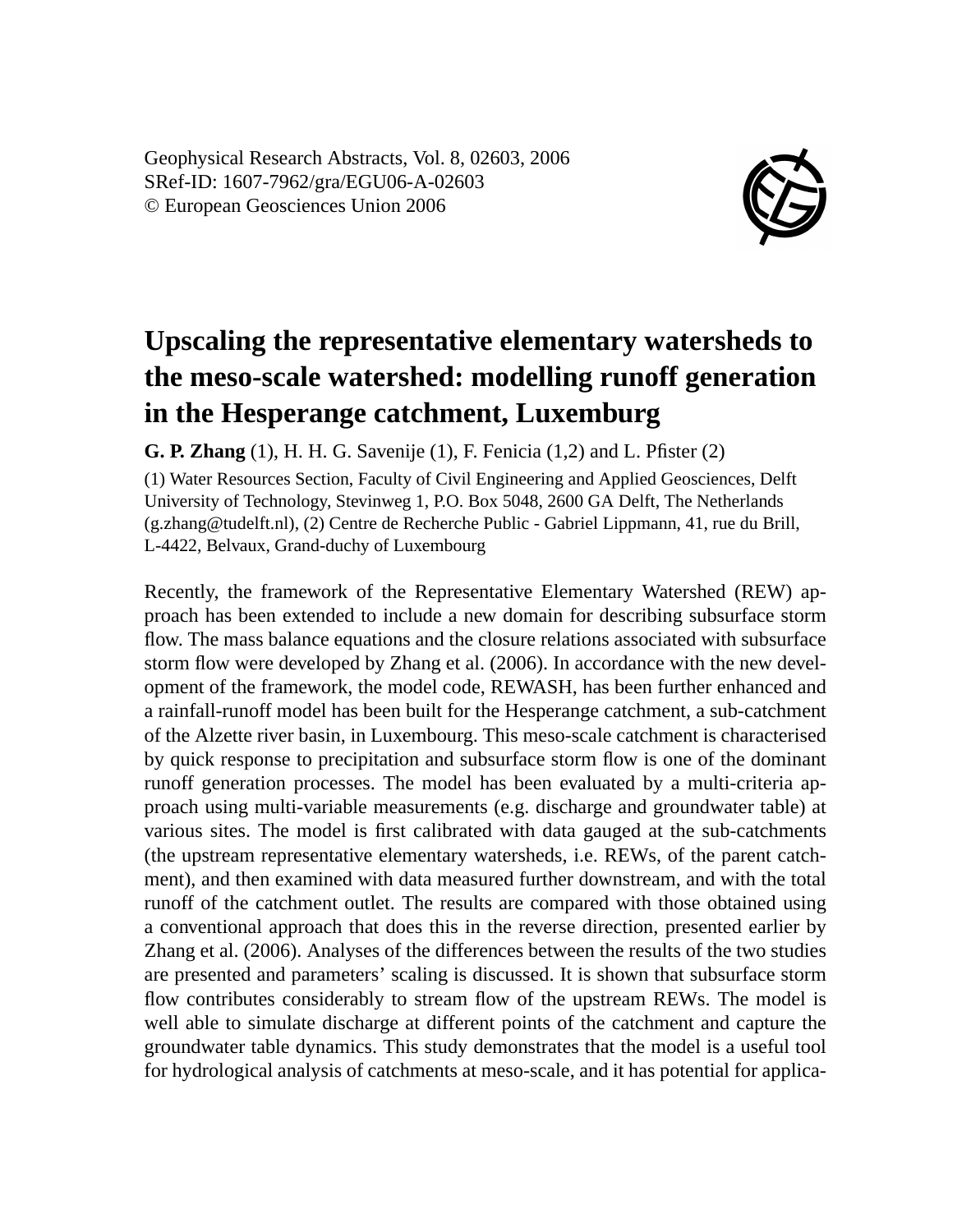Geophysical Research Abstracts, Vol. 8, 02603, 2006
SRef-ID: 1607-7962/gra/EGU06-A-02603
© European Geosciences Union 2006

# Upscaling the representative elementary watersheds to the meso-scale watershed: modelling runoff generation in the Hesperange catchment, Luxemburg

**G. P. Zhang** (1), H. H. G. Savenije (1), F. Fenicia (1,2) and L. Pfister (2)

(1) Water Resources Section, Faculty of Civil Engineering and Applied Geosciences, Delft University of Technology, Stevinweg 1, P.O. Box 5048, 2600 GA Delft, The Netherlands (g.zhang@tudelft.nl), (2) Centre de Recherche Public - Gabriel Lippmann, 41, rue du Brill, L-4422, Belvaux, Grand-duchy of Luxembourg

Recently, the framework of the Representative Elementary Watershed (REW) approach has been extended to include a new domain for describing subsurface storm flow. The mass balance equations and the closure relations associated with subsurface storm flow were developed by Zhang et al. (2006). In accordance with the new development of the framework, the model code, REWASH, has been further enhanced and a rainfall-runoff model has been built for the Hesperange catchment, a sub-catchment of the Alzette river basin, in Luxembourg. This meso-scale catchment is characterised by quick response to precipitation and subsurface storm flow is one of the dominant runoff generation processes. The model has been evaluated by a multi-criteria approach using multi-variable measurements (e.g. discharge and groundwater table) at various sites. The model is first calibrated with data gauged at the sub-catchments (the upstream representative elementary watersheds, i.e. REWs, of the parent catchment), and then examined with data measured further downstream, and with the total runoff of the catchment outlet. The results are compared with those obtained using a conventional approach that does this in the reverse direction, presented earlier by Zhang et al. (2006). Analyses of the differences between the results of the two studies are presented and parameters' scaling is discussed. It is shown that subsurface storm flow contributes considerably to stream flow of the upstream REWs. The model is well able to simulate discharge at different points of the catchment and capture the groundwater table dynamics. This study demonstrates that the model is a useful tool for hydrological analysis of catchments at meso-scale, and it has potential for applica-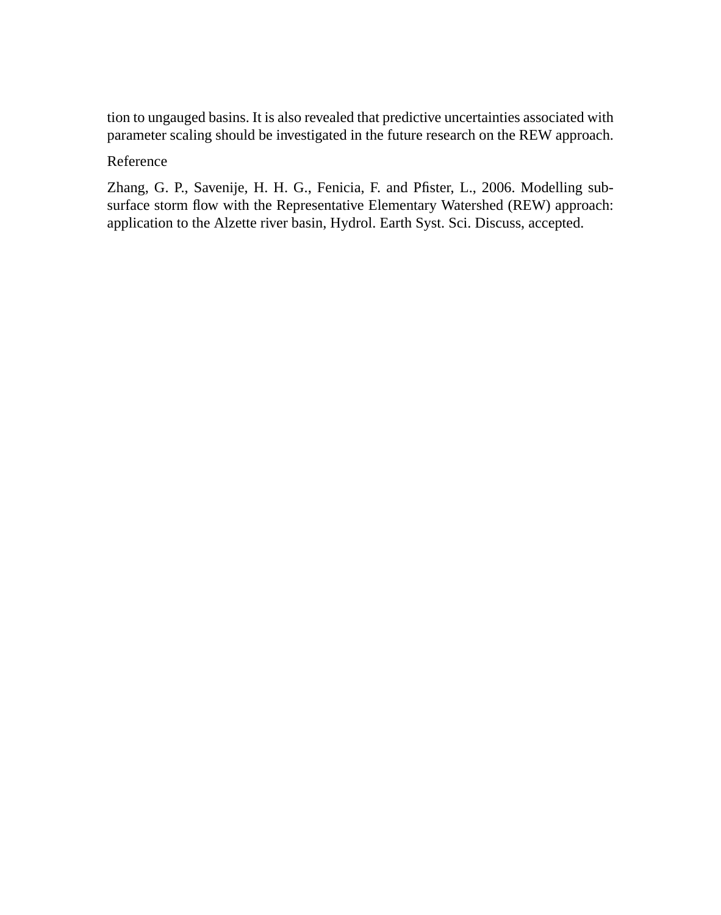tion to ungauged basins. It is also revealed that predictive uncertainties associated with parameter scaling should be investigated in the future research on the REW approach.

Reference

Zhang, G. P., Savenije, H. H. G., Fenicia, F. and Pfister, L., 2006. Modelling subsurface storm flow with the Representative Elementary Watershed (REW) approach: application to the Alzette river basin, Hydrol. Earth Syst. Sci. Discuss, accepted.